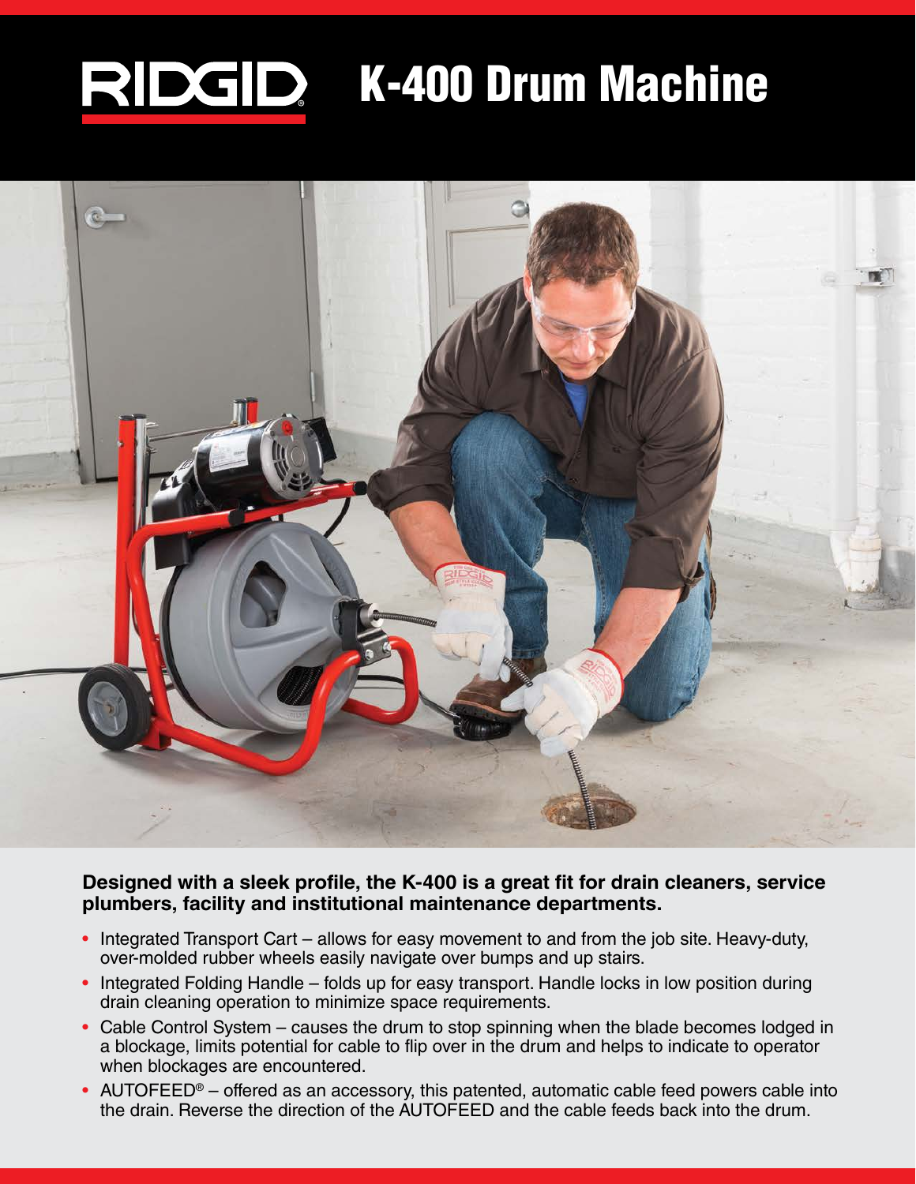# RIDGID K-400 Drum Machine

**Designed with a sleek profile, the K-400 is a great fit for drain cleaners, service plumbers, facility and institutional maintenance departments.**

- Integrated Transport Cart – allows for easy movement to and from the job site. Heavy-duty, over-molded rubber wheels easily navigate over bumps and up stairs.
- Integrated Folding Handle – folds up for easy transport. Handle locks in low position during drain cleaning operation to minimize space requirements.
- Cable Control System – causes the drum to stop spinning when the blade becomes lodged in a blockage, limits potential for cable to flip over in the drum and helps to indicate to operator when blockages are encountered.
- AUTOFEED® – offered as an accessory, this patented, automatic cable feed powers cable into the drain. Reverse the direction of the AUTOFEED and the cable feeds back into the drum.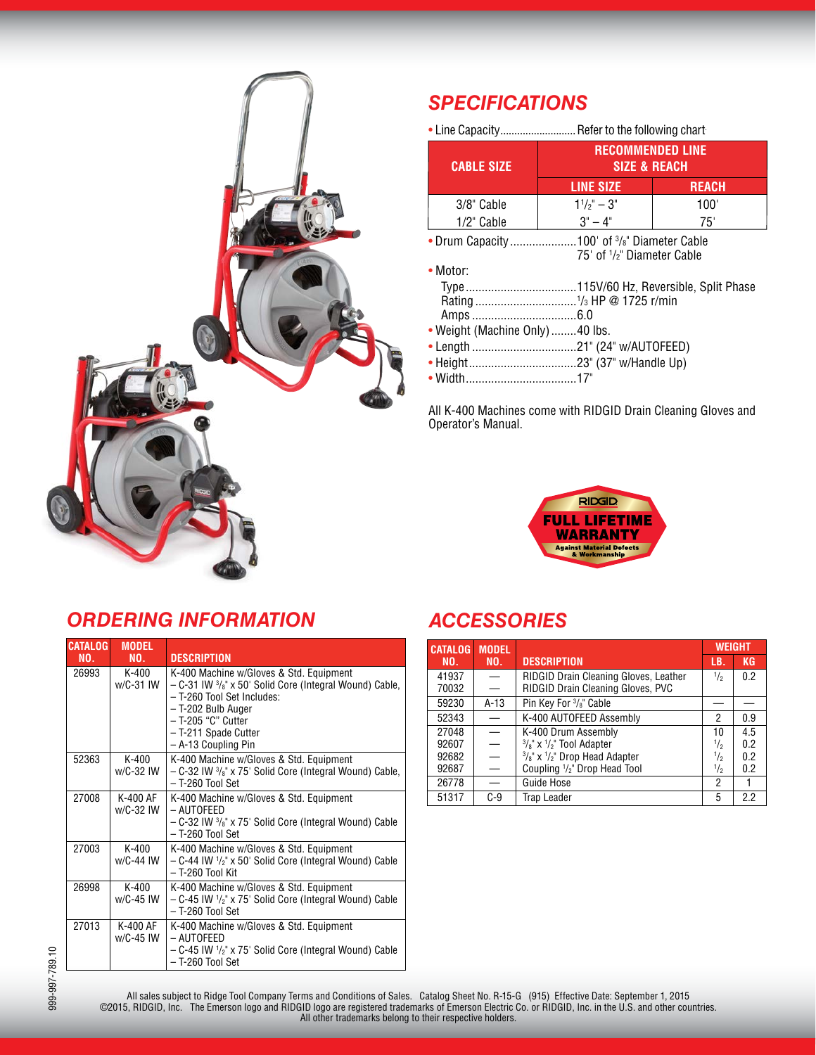## SPECIFICATIONS

- Line Capacity........................... Refer to the following chart

| CABLE SIZE | RECOMMENDED LINE SIZE & REACH | |
|---|---|---|
| | LINE SIZE | REACH |
| 3/8" Cable | $1^1/_2$" – 3" | 100' |
| 1/2" Cable | 3" – 4" | 75' |

- Drum Capacity ..................... 100' of $^3/_8$" Diameter Cable
  75' of $^1/_2$" Diameter Cable
- Motor:
  - Type ................................... 115V/60 Hz, Reversible, Split Phase
  - Rating ................................ $^1/_3$ HP @ 1725 r/min
  - Amps ................................. 6.0
- Weight (Machine Only) ........ 40 lbs.
- Length ................................. 21" (24" w/AUTOFEED)
- Height .................................. 23" (37" w/Handle Up)
- Width ................................... 17"

All K-400 Machines come with RIDGID Drain Cleaning Gloves and Operator's Manual.

RIDGID FULL LIFETIME WARRANTY Against Material Defects & Workmanship

## ORDERING INFORMATION

| CATALOG NO. | MODEL NO. | DESCRIPTION |
|---|---|---|
| 26993 | K-400 w/C-31 IW | K-400 Machine w/Gloves & Std. Equipment<br>– C-31 IW $^3/_8$" x 50' Solid Core (Integral Wound) Cable,<br>– T-260 Tool Set Includes:<br>– T-202 Bulb Auger<br>– T-205 "C" Cutter<br>– T-211 Spade Cutter<br>– A-13 Coupling Pin |
| 52363 | K-400 w/C-32 IW | K-400 Machine w/Gloves & Std. Equipment<br>– C-32 IW $^3/_8$" x 75' Solid Core (Integral Wound) Cable,<br>– T-260 Tool Set |
| 27008 | K-400 AF w/C-32 IW | K-400 Machine w/Gloves & Std. Equipment<br>– AUTOFEED<br>– C-32 IW $^3/_8$" x 75' Solid Core (Integral Wound) Cable<br>– T-260 Tool Set |
| 27003 | K-400 w/C-44 IW | K-400 Machine w/Gloves & Std. Equipment<br>– C-44 IW $^1/_2$" x 50' Solid Core (Integral Wound) Cable<br>– T-260 Tool Kit |
| 26998 | K-400 w/C-45 IW | K-400 Machine w/Gloves & Std. Equipment<br>– C-45 IW $^1/_2$" x 75' Solid Core (Integral Wound) Cable<br>– T-260 Tool Set |
| 27013 | K-400 AF w/C-45 IW | K-400 Machine w/Gloves & Std. Equipment<br>– AUTOFEED<br>– C-45 IW $^1/_2$" x 75' Solid Core (Integral Wound) Cable<br>– T-260 Tool Set |

## ACCESSORIES

| CATALOG NO. | MODEL NO. | DESCRIPTION | WEIGHT LB. | WEIGHT KG |
|---|---|---|---|---|
| 41937 | — | RIDGID Drain Cleaning Gloves, Leather | $^1/_2$ | 0.2 |
| 70032 | — | RIDGID Drain Cleaning Gloves, PVC | | |
| 59230 | A-13 | Pin Key For $^3/_8$" Cable | — | — |
| 52343 | — | K-400 AUTOFEED Assembly | 2 | 0.9 |
| 27048 | — | K-400 Drum Assembly | 10 | 4.5 |
| 92607 | — | $^3/_8$" x $^1/_2$" Tool Adapter | $^1/_2$ | 0.2 |
| 92682 | — | $^3/_8$" x $^1/_2$" Drop Head Adapter | $^1/_2$ | 0.2 |
| 92687 | — | Coupling $^1/_2$" Drop Head Tool | $^1/_2$ | 0.2 |
| 26778 | — | Guide Hose | 2 | 1 |
| 51317 | C-9 | Trap Leader | 5 | 2.2 |

999-997-789.10

All sales subject to Ridge Tool Company Terms and Conditions of Sales. Catalog Sheet No. R-15-G (915) Effective Date: September 1, 2015
©2015, RIDGID, Inc. The Emerson logo and RIDGID logo are registered trademarks of Emerson Electric Co. or RIDGID, Inc. in the U.S. and other countries.
All other trademarks belong to their respective holders.